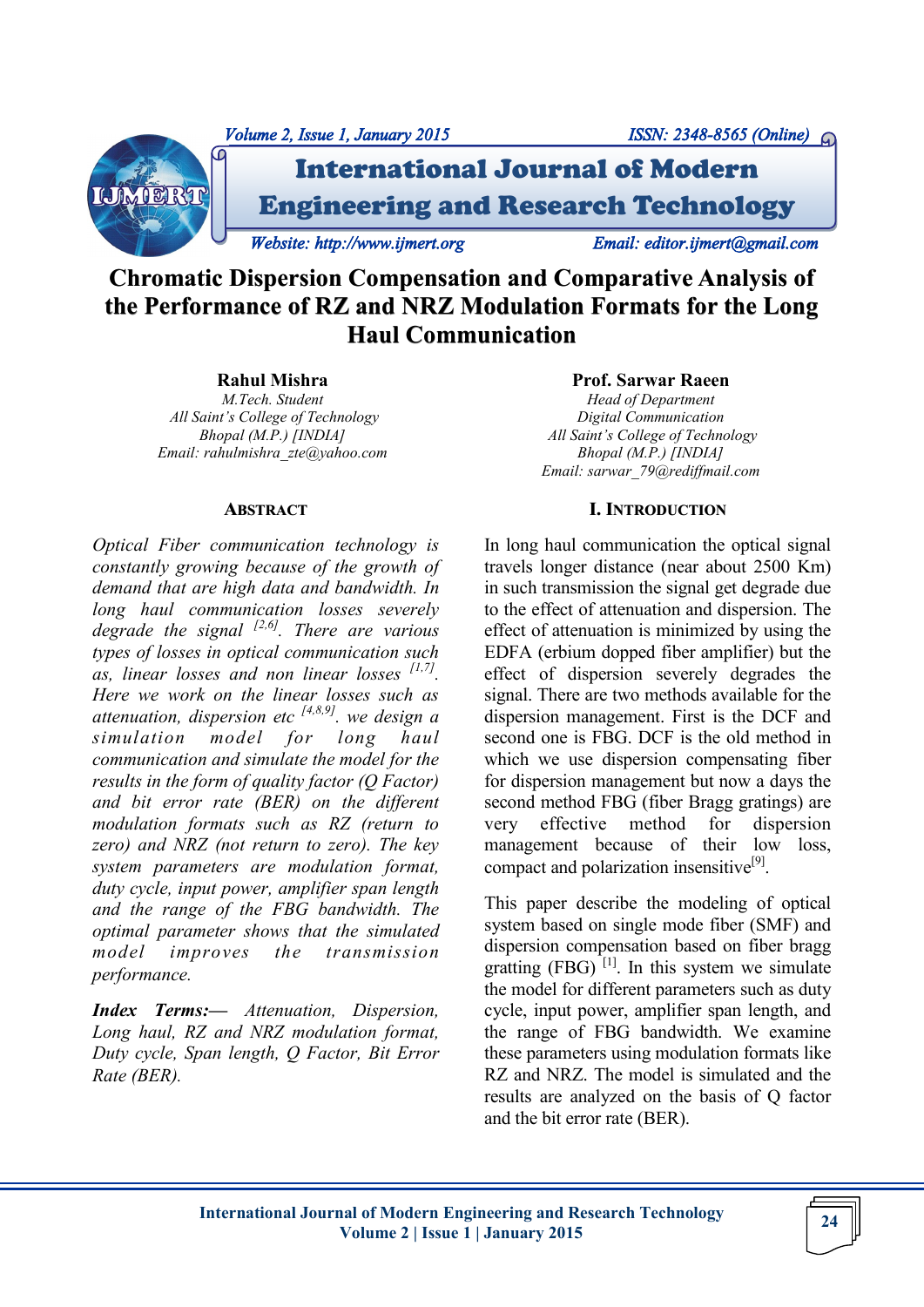# Chromatic Dispersion Compensation and Comparative Analysis of the Performance of RZ and NRZ Modulation Formats for the Long Haul Communication

**Rahul Mishra**
*M.Tech. Student*
*All Saint's College of Technology*
*Bhopal (M.P.) [INDIA]*
*Email: rahulmishra_zte@yahoo.com*

**Prof. Sarwar Raeen**
*Head of Department*
*Digital Communication*
*All Saint's College of Technology*
*Bhopal (M.P.) [INDIA]*
*Email: sarwar_79@rediffmail.com*

## ABSTRACT

*Optical Fiber communication technology is constantly growing because of the growth of demand that are high data and bandwidth. In long haul communication losses severely degrade the signal [2,6]. There are various types of losses in optical communication such as, linear losses and non linear losses [1,7]. Here we work on the linear losses such as attenuation, dispersion etc [4,8,9]. we design a simulation model for long haul communication and simulate the model for the results in the form of quality factor (Q Factor) and bit error rate (BER) on the different modulation formats such as RZ (return to zero) and NRZ (not return to zero). The key system parameters are modulation format, duty cycle, input power, amplifier span length and the range of the FBG bandwidth. The optimal parameter shows that the simulated model improves the transmission performance.*

***Index Terms:—*** *Attenuation, Dispersion, Long haul, RZ and NRZ modulation format, Duty cycle, Span length, Q Factor, Bit Error Rate (BER).*

## I. INTRODUCTION

In long haul communication the optical signal travels longer distance (near about 2500 Km) in such transmission the signal get degrade due to the effect of attenuation and dispersion. The effect of attenuation is minimized by using the EDFA (erbium dopped fiber amplifier) but the effect of dispersion severely degrades the signal. There are two methods available for the dispersion management. First is the DCF and second one is FBG. DCF is the old method in which we use dispersion compensating fiber for dispersion management but now a days the second method FBG (fiber Bragg gratings) are very effective method for dispersion management because of their low loss, compact and polarization insensitive[9].

This paper describe the modeling of optical system based on single mode fiber (SMF) and dispersion compensation based on fiber bragg gratting (FBG) [1]. In this system we simulate the model for different parameters such as duty cycle, input power, amplifier span length, and the range of FBG bandwidth. We examine these parameters using modulation formats like RZ and NRZ. The model is simulated and the results are analyzed on the basis of Q factor and the bit error rate (BER).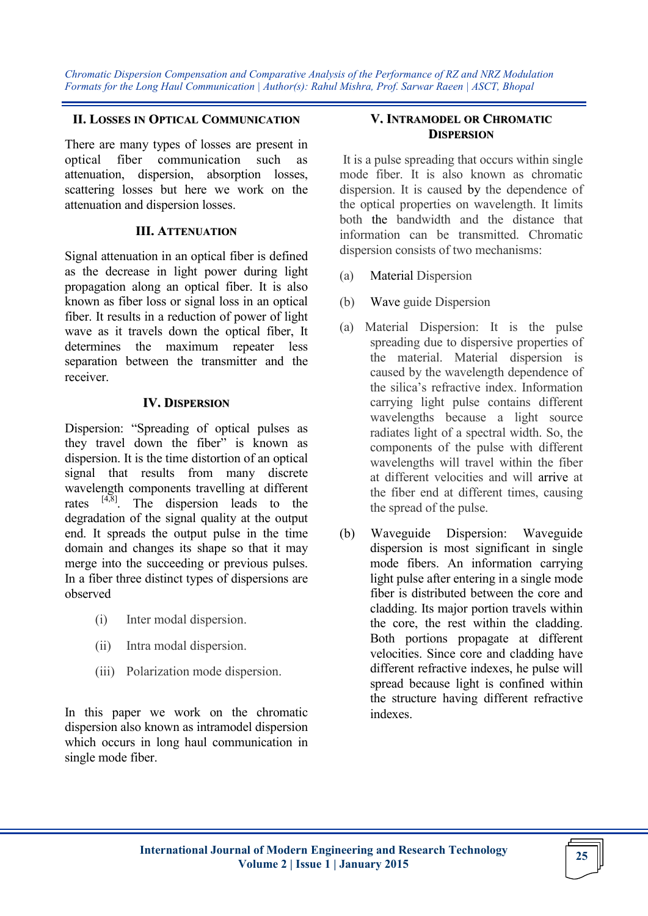## II. Losses in Optical Communication

There are many types of losses are present in optical fiber communication such as attenuation, dispersion, absorption losses, scattering losses but here we work on the attenuation and dispersion losses.

## III. Attenuation

Signal attenuation in an optical fiber is defined as the decrease in light power during light propagation along an optical fiber. It is also known as fiber loss or signal loss in an optical fiber. It results in a reduction of power of light wave as it travels down the optical fiber, It determines the maximum repeater less separation between the transmitter and the receiver.

## IV. Dispersion

Dispersion: "Spreading of optical pulses as they travel down the fiber" is known as dispersion. It is the time distortion of an optical signal that results from many discrete wavelength components travelling at different rates [4,8]. The dispersion leads to the degradation of the signal quality at the output end. It spreads the output pulse in the time domain and changes its shape so that it may merge into the succeeding or previous pulses. In a fiber three distinct types of dispersions are observed

(i) Inter modal dispersion.

(ii) Intra modal dispersion.

(iii) Polarization mode dispersion.

In this paper we work on the chromatic dispersion also known as intramodel dispersion which occurs in long haul communication in single mode fiber.

## V. Intramodel or Chromatic Dispersion

It is a pulse spreading that occurs within single mode fiber. It is also known as chromatic dispersion. It is caused by the dependence of the optical properties on wavelength. It limits both the bandwidth and the distance that information can be transmitted. Chromatic dispersion consists of two mechanisms:

(a) Material Dispersion

(b) Wave guide Dispersion

(a) Material Dispersion: It is the pulse spreading due to dispersive properties of the material. Material dispersion is caused by the wavelength dependence of the silica's refractive index. Information carrying light pulse contains different wavelengths because a light source radiates light of a spectral width. So, the components of the pulse with different wavelengths will travel within the fiber at different velocities and will arrive at the fiber end at different times, causing the spread of the pulse.

(b) Waveguide Dispersion: Waveguide dispersion is most significant in single mode fibers. An information carrying light pulse after entering in a single mode fiber is distributed between the core and cladding. Its major portion travels within the core, the rest within the cladding. Both portions propagate at different velocities. Since core and cladding have different refractive indexes, he pulse will spread because light is confined within the structure having different refractive indexes.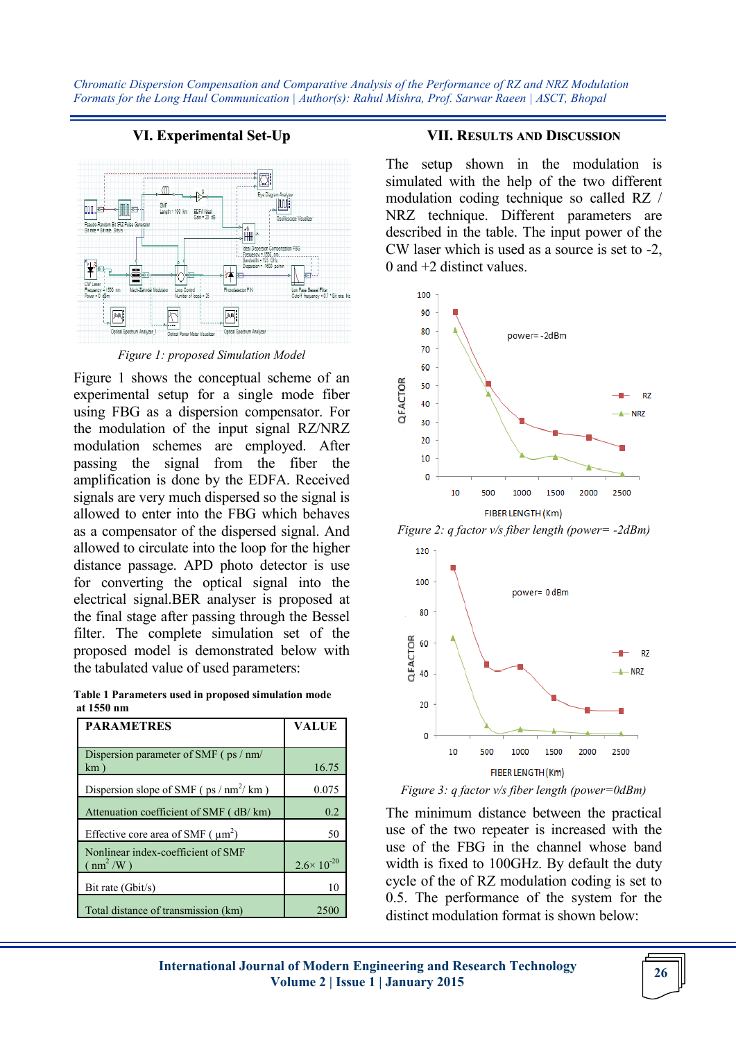## VI. Experimental Set-Up

*Figure 1: proposed Simulation Model*

Figure 1 shows the conceptual scheme of an experimental setup for a single mode fiber using FBG as a dispersion compensator. For the modulation of the input signal RZ/NRZ modulation schemes are employed. After passing the signal from the fiber the amplification is done by the EDFA. Received signals are very much dispersed so the signal is allowed to enter into the FBG which behaves as a compensator of the dispersed signal. And allowed to circulate into the loop for the higher distance passage. APD photo detector is use for converting the optical signal into the electrical signal.BER analyser is proposed at the final stage after passing through the Bessel filter. The complete simulation set of the proposed model is demonstrated below with the tabulated value of used parameters:

**Table 1 Parameters used in proposed simulation mode at 1550 nm**

| PARAMETRES | VALUE |
|---|---|
| Dispersion parameter of SMF ( ps / nm/ km ) | 16.75 |
| Dispersion slope of SMF ( ps / $nm^2$/ km ) | 0.075 |
| Attenuation coefficient of SMF ( dB/ km) | 0.2 |
| Effective core area of SMF ( $\mu m^2$) | 50 |
| Nonlinear index-coefficient of SMF ( $nm^2$ /W ) | $2.6\times 10^{-20}$ |
| Bit rate (Gbit/s) | 10 |
| Total distance of transmission (km) | 2500 |

## VII. Results and Discussion

The setup shown in the modulation is simulated with the help of the two different modulation coding technique so called RZ / NRZ technique. Different parameters are described in the table. The input power of the CW laser which is used as a source is set to -2, 0 and +2 distinct values.

*Figure 2: q factor v/s fiber length (power= -2dBm)*

*Figure 3: q factor v/s fiber length (power=0dBm)*

The minimum distance between the practical use of the two repeater is increased with the use of the FBG in the channel whose band width is fixed to 100GHz. By default the duty cycle of the of RZ modulation coding is set to 0.5. The performance of the system for the distinct modulation format is shown below: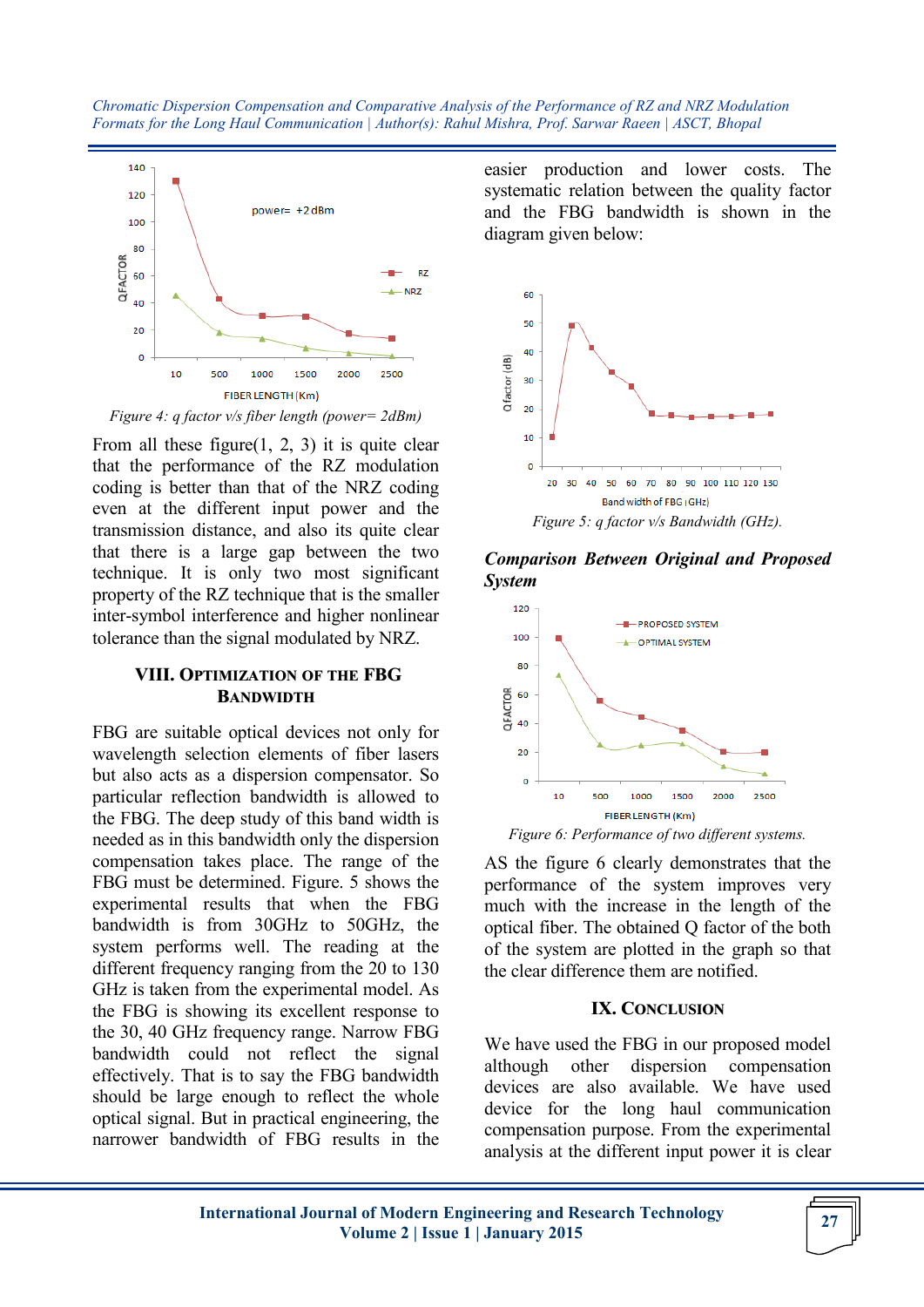*Figure 4: q factor v/s fiber length (power= 2dBm)*

From all these figure(1, 2, 3) it is quite clear that the performance of the RZ modulation coding is better than that of the NRZ coding even at the different input power and the transmission distance, and also its quite clear that there is a large gap between the two technique. It is only two most significant property of the RZ technique that is the smaller inter-symbol interference and higher nonlinear tolerance than the signal modulated by NRZ.

## VIII. Optimization of the FBG Bandwidth

FBG are suitable optical devices not only for wavelength selection elements of fiber lasers but also acts as a dispersion compensator. So particular reflection bandwidth is allowed to the FBG. The deep study of this band width is needed as in this bandwidth only the dispersion compensation takes place. The range of the FBG must be determined. Figure. 5 shows the experimental results that when the FBG bandwidth is from 30GHz to 50GHz, the system performs well. The reading at the different frequency ranging from the 20 to 130 GHz is taken from the experimental model. As the FBG is showing its excellent response to the 30, 40 GHz frequency range. Narrow FBG bandwidth could not reflect the signal effectively. That is to say the FBG bandwidth should be large enough to reflect the whole optical signal. But in practical engineering, the narrower bandwidth of FBG results in the easier production and lower costs. The systematic relation between the quality factor and the FBG bandwidth is shown in the diagram given below:

*Figure 5: q factor v/s Bandwidth (GHz).*

### *Comparison Between Original and Proposed System*

*Figure 6: Performance of two different systems.*

AS the figure 6 clearly demonstrates that the performance of the system improves very much with the increase in the length of the optical fiber. The obtained Q factor of the both of the system are plotted in the graph so that the clear difference them are notified.

## IX. Conclusion

We have used the FBG in our proposed model although other dispersion compensation devices are also available. We have used device for the long haul communication compensation purpose. From the experimental analysis at the different input power it is clear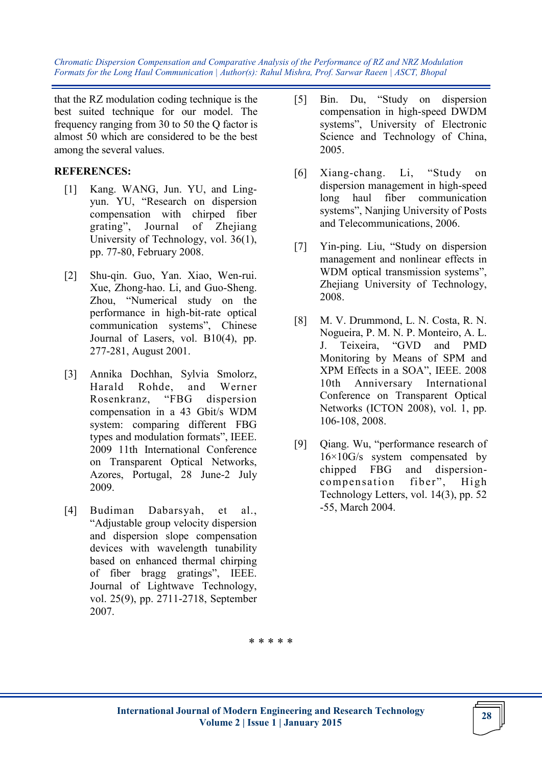that the RZ modulation coding technique is the best suited technique for our model. The frequency ranging from 30 to 50 the Q factor is almost 50 which are considered to be the best among the several values.

**REFERENCES:**

[1] Kang. WANG, Jun. YU, and Ling-yun. YU, "Research on dispersion compensation with chirped fiber grating", Journal of Zhejiang University of Technology, vol. 36(1), pp. 77-80, February 2008.

[2] Shu-qin. Guo, Yan. Xiao, Wen-rui. Xue, Zhong-hao. Li, and Guo-Sheng. Zhou, "Numerical study on the performance in high-bit-rate optical communication systems", Chinese Journal of Lasers, vol. B10(4), pp. 277-281, August 2001.

[3] Annika Dochhan, Sylvia Smolorz, Harald Rohde, and Werner Rosenkranz, "FBG dispersion compensation in a 43 Gbit/s WDM system: comparing different FBG types and modulation formats", IEEE. 2009 11th International Conference on Transparent Optical Networks, Azores, Portugal, 28 June-2 July 2009.

[4] Budiman Dabarsyah, et al., "Adjustable group velocity dispersion and dispersion slope compensation devices with wavelength tunability based on enhanced thermal chirping of fiber bragg gratings", IEEE. Journal of Lightwave Technology, vol. 25(9), pp. 2711-2718, September 2007.

[5] Bin. Du, "Study on dispersion compensation in high-speed DWDM systems", University of Electronic Science and Technology of China, 2005.

[6] Xiang-chang. Li, "Study on dispersion management in high-speed long haul fiber communication systems", Nanjing University of Posts and Telecommunications, 2006.

[7] Yin-ping. Liu, "Study on dispersion management and nonlinear effects in WDM optical transmission systems", Zhejiang University of Technology, 2008.

[8] M. V. Drummond, L. N. Costa, R. N. Nogueira, P. M. N. P. Monteiro, A. L. J. Teixeira, "GVD and PMD Monitoring by Means of SPM and XPM Effects in a SOA", IEEE. 2008 10th Anniversary International Conference on Transparent Optical Networks (ICTON 2008), vol. 1, pp. 106-108, 2008.

[9] Qiang. Wu, "performance research of 16×10G/s system compensated by chipped FBG and dispersion-compensation fiber", High Technology Letters, vol. 14(3), pp. 52 -55, March 2004.

\* \* \* \* \*